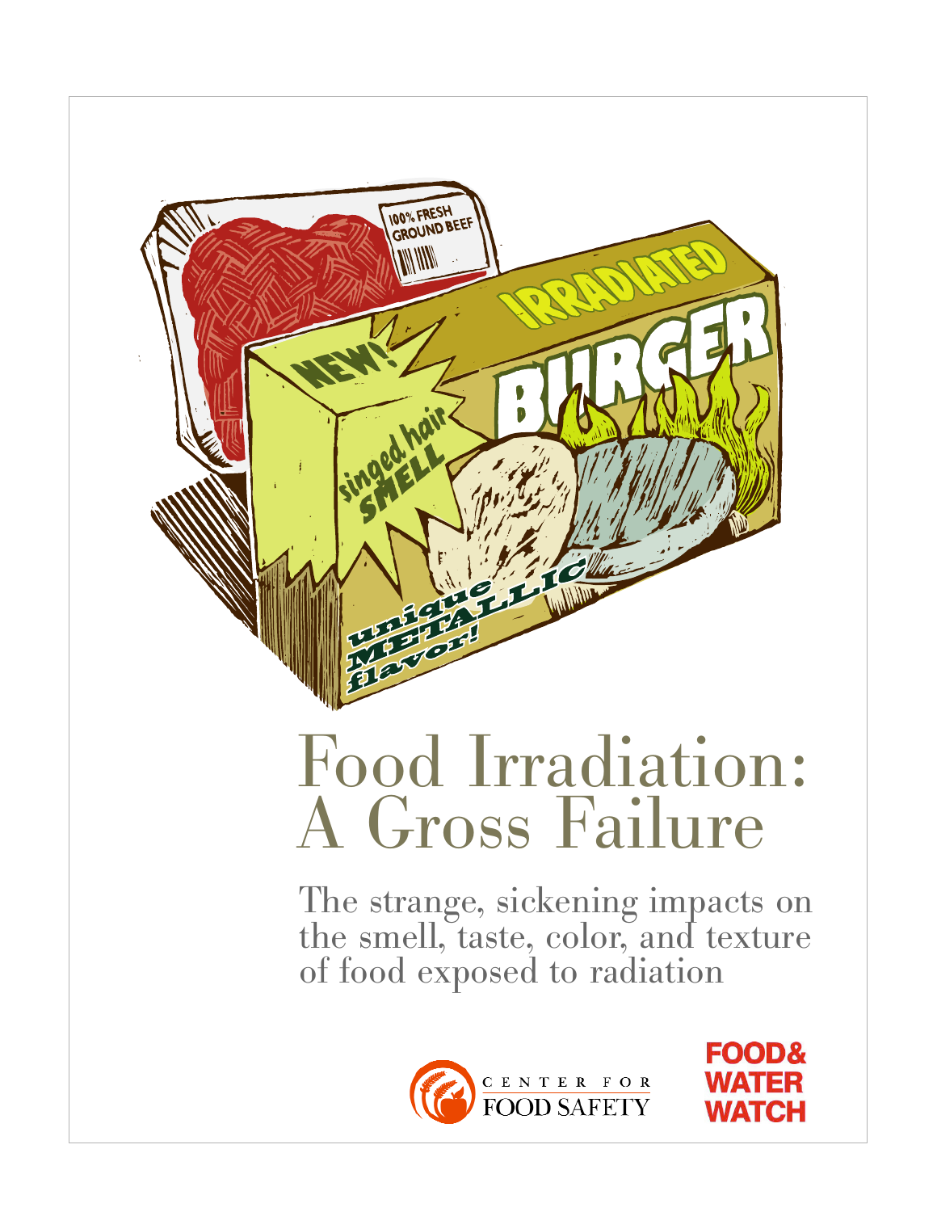# Food Irradiation: A Gross Failure

The strange, sickening impacts on the smell, taste, color, and texture of food exposed to radiation

CENTER FOR FOOD SAFETY

FOOD & WATER WATCH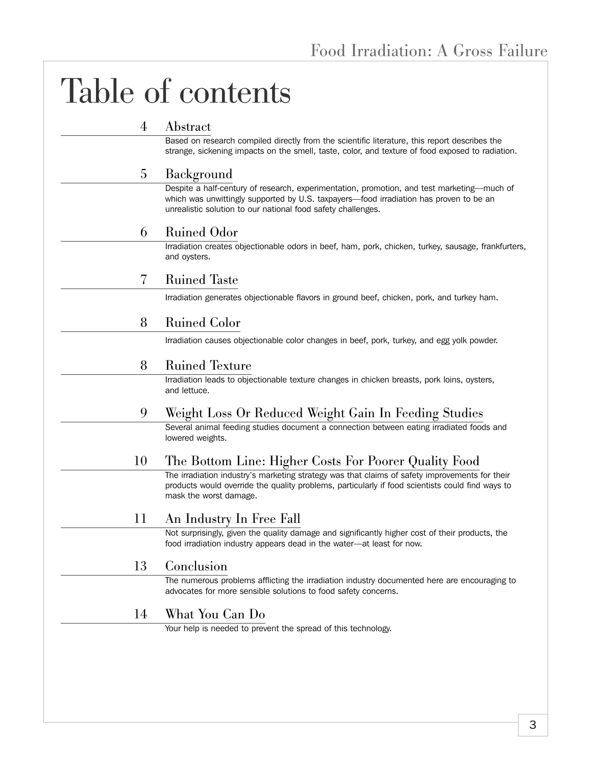# Table of contents

**4 Abstract**

Based on research compiled directly from the scientific literature, this report describes the strange, sickening impacts on the smell, taste, color, and texture of food exposed to radiation.

**5 Background**

Despite a half-century of research, experimentation, promotion, and test marketing—much of which was unwittingly supported by U.S. taxpayers—food irradiation has proven to be an unrealistic solution to our national food safety challenges.

**6 Ruined Odor**

Irradiation creates objectionable odors in beef, ham, pork, chicken, turkey, sausage, frankfurters, and oysters.

**7 Ruined Taste**

Irradiation generates objectionable flavors in ground beef, chicken, pork, and turkey ham.

**8 Ruined Color**

Irradiation causes objectionable color changes in beef, pork, turkey, and egg yolk powder.

**8 Ruined Texture**

Irradiation leads to objectionable texture changes in chicken breasts, pork loins, oysters, and lettuce.

**9 Weight Loss Or Reduced Weight Gain In Feeding Studies**

Several animal feeding studies document a connection between eating irradiated foods and lowered weights.

**10 The Bottom Line: Higher Costs For Poorer Quality Food**

The irradiation industry's marketing strategy was that claims of safety improvements for their products would override the quality problems, particularly if food scientists could find ways to mask the worst damage.

**11 An Industry In Free Fall**

Not surprisingly, given the quality damage and significantly higher cost of their products, the food irradiation industry appears dead in the water—at least for now.

**13 Conclusion**

The numerous problems afflicting the irradiation industry documented here are encouraging to advocates for more sensible solutions to food safety concerns.

**14 What You Can Do**

Your help is needed to prevent the spread of this technology.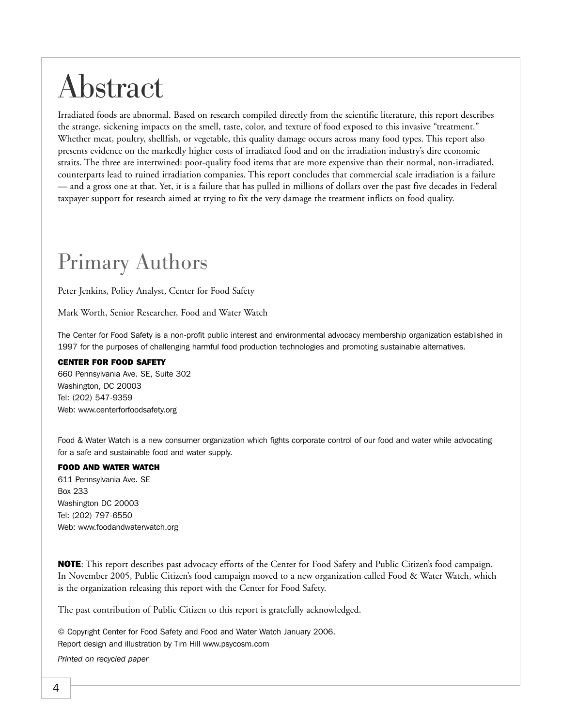# Abstract

Irradiated foods are abnormal. Based on research compiled directly from the scientific literature, this report describes the strange, sickening impacts on the smell, taste, color, and texture of food exposed to this invasive "treatment." Whether meat, poultry, shellfish, or vegetable, this quality damage occurs across many food types. This report also presents evidence on the markedly higher costs of irradiated food and on the irradiation industry's dire economic straits. The three are intertwined: poor-quality food items that are more expensive than their normal, non-irradiated, counterparts lead to ruined irradiation companies. This report concludes that commercial scale irradiation is a failure — and a gross one at that. Yet, it is a failure that has pulled in millions of dollars over the past five decades in Federal taxpayer support for research aimed at trying to fix the very damage the treatment inflicts on food quality.

# Primary Authors

Peter Jenkins, Policy Analyst, Center for Food Safety

Mark Worth, Senior Researcher, Food and Water Watch

The Center for Food Safety is a non-profit public interest and environmental advocacy membership organization established in 1997 for the purposes of challenging harmful food production technologies and promoting sustainable alternatives.

**CENTER FOR FOOD SAFETY**
660 Pennsylvania Ave. SE, Suite 302
Washington, DC 20003
Tel: (202) 547-9359
Web: www.centerforfoodsafety.org

Food & Water Watch is a new consumer organization which fights corporate control of our food and water while advocating for a safe and sustainable food and water supply.

**FOOD AND WATER WATCH**
611 Pennsylvania Ave. SE
Box 233
Washington DC 20003
Tel: (202) 797-6550
Web: www.foodandwaterwatch.org

**NOTE**: This report describes past advocacy efforts of the Center for Food Safety and Public Citizen's food campaign. In November 2005, Public Citizen's food campaign moved to a new organization called Food & Water Watch, which is the organization releasing this report with the Center for Food Safety.

The past contribution of Public Citizen to this report is gratefully acknowledged.

© Copyright Center for Food Safety and Food and Water Watch January 2006.
Report design and illustration by Tim Hill www.psycosm.com

*Printed on recycled paper*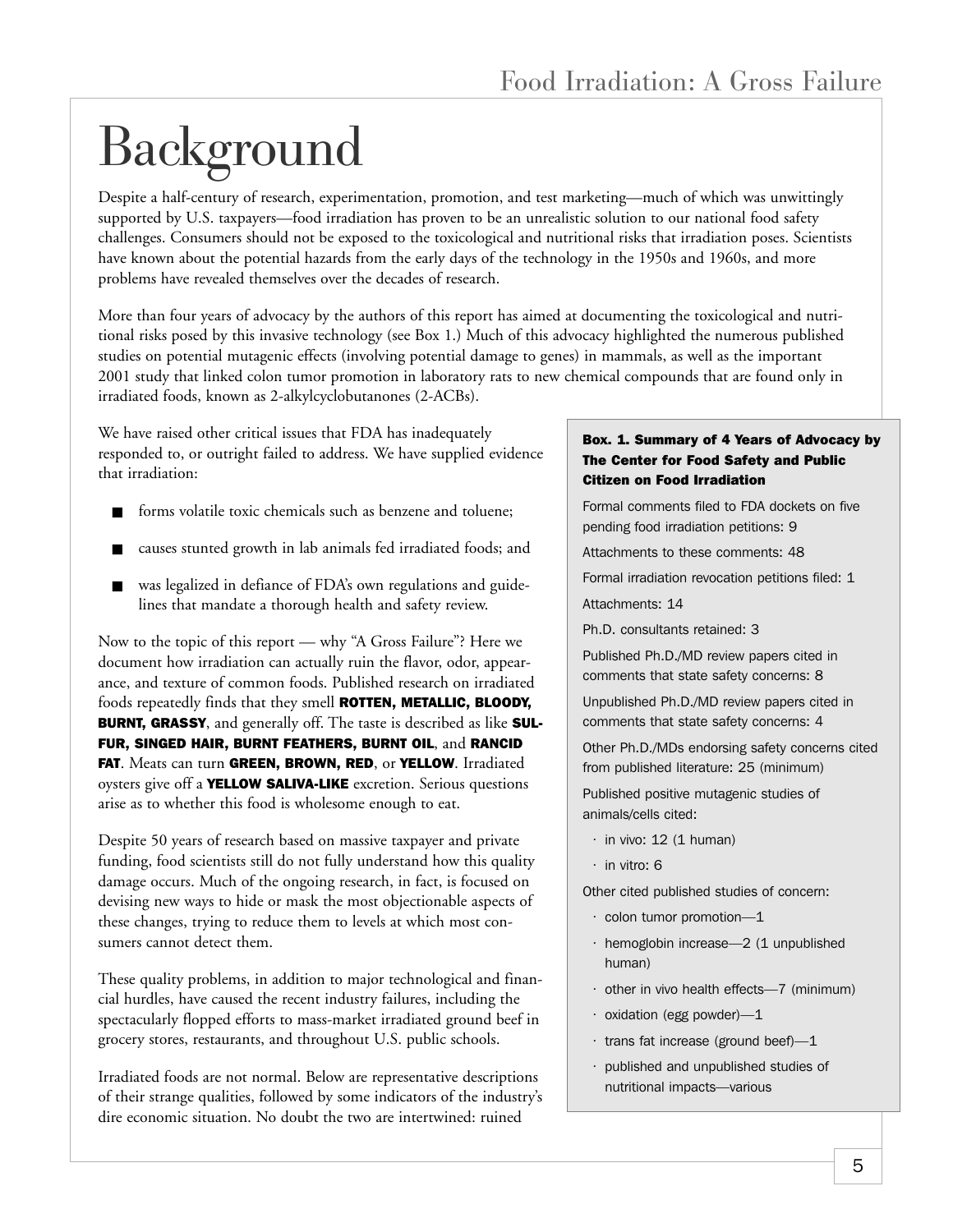# Background

Despite a half-century of research, experimentation, promotion, and test marketing—much of which was unwittingly supported by U.S. taxpayers—food irradiation has proven to be an unrealistic solution to our national food safety challenges. Consumers should not be exposed to the toxicological and nutritional risks that irradiation poses. Scientists have known about the potential hazards from the early days of the technology in the 1950s and 1960s, and more problems have revealed themselves over the decades of research.

More than four years of advocacy by the authors of this report has aimed at documenting the toxicological and nutritional risks posed by this invasive technology (see Box 1.) Much of this advocacy highlighted the numerous published studies on potential mutagenic effects (involving potential damage to genes) in mammals, as well as the important 2001 study that linked colon tumor promotion in laboratory rats to new chemical compounds that are found only in irradiated foods, known as 2-alkylcyclobutanones (2-ACBs).

We have raised other critical issues that FDA has inadequately responded to, or outright failed to address. We have supplied evidence that irradiation:

- forms volatile toxic chemicals such as benzene and toluene;
- causes stunted growth in lab animals fed irradiated foods; and
- was legalized in defiance of FDA's own regulations and guidelines that mandate a thorough health and safety review.

Now to the topic of this report — why "A Gross Failure"? Here we document how irradiation can actually ruin the flavor, odor, appearance, and texture of common foods. Published research on irradiated foods repeatedly finds that they smell **ROTTEN, METALLIC, BLOODY, BURNT, GRASSY**, and generally off. The taste is described as like **SULFUR, SINGED HAIR, BURNT FEATHERS, BURNT OIL**, and **RANCID FAT**. Meats can turn **GREEN, BROWN, RED**, or **YELLOW**. Irradiated oysters give off a **YELLOW SALIVA-LIKE** excretion. Serious questions arise as to whether this food is wholesome enough to eat.

Despite 50 years of research based on massive taxpayer and private funding, food scientists still do not fully understand how this quality damage occurs. Much of the ongoing research, in fact, is focused on devising new ways to hide or mask the most objectionable aspects of these changes, trying to reduce them to levels at which most consumers cannot detect them.

These quality problems, in addition to major technological and financial hurdles, have caused the recent industry failures, including the spectacularly flopped efforts to mass-market irradiated ground beef in grocery stores, restaurants, and throughout U.S. public schools.

Irradiated foods are not normal. Below are representative descriptions of their strange qualities, followed by some indicators of the industry's dire economic situation. No doubt the two are intertwined: ruined

**Box. 1. Summary of 4 Years of Advocacy by The Center for Food Safety and Public Citizen on Food Irradiation**

Formal comments filed to FDA dockets on five pending food irradiation petitions: 9

Attachments to these comments: 48

Formal irradiation revocation petitions filed: 1

Attachments: 14

Ph.D. consultants retained: 3

Published Ph.D./MD review papers cited in comments that state safety concerns: 8

Unpublished Ph.D./MD review papers cited in comments that state safety concerns: 4

Other Ph.D./MDs endorsing safety concerns cited from published literature: 25 (minimum)

Published positive mutagenic studies of animals/cells cited:

- in vivo: 12 (1 human)
- in vitro: 6

Other cited published studies of concern:

- colon tumor promotion—1
- hemoglobin increase—2 (1 unpublished human)
- other in vivo health effects—7 (minimum)
- oxidation (egg powder)—1
- trans fat increase (ground beef)—1
- published and unpublished studies of nutritional impacts—various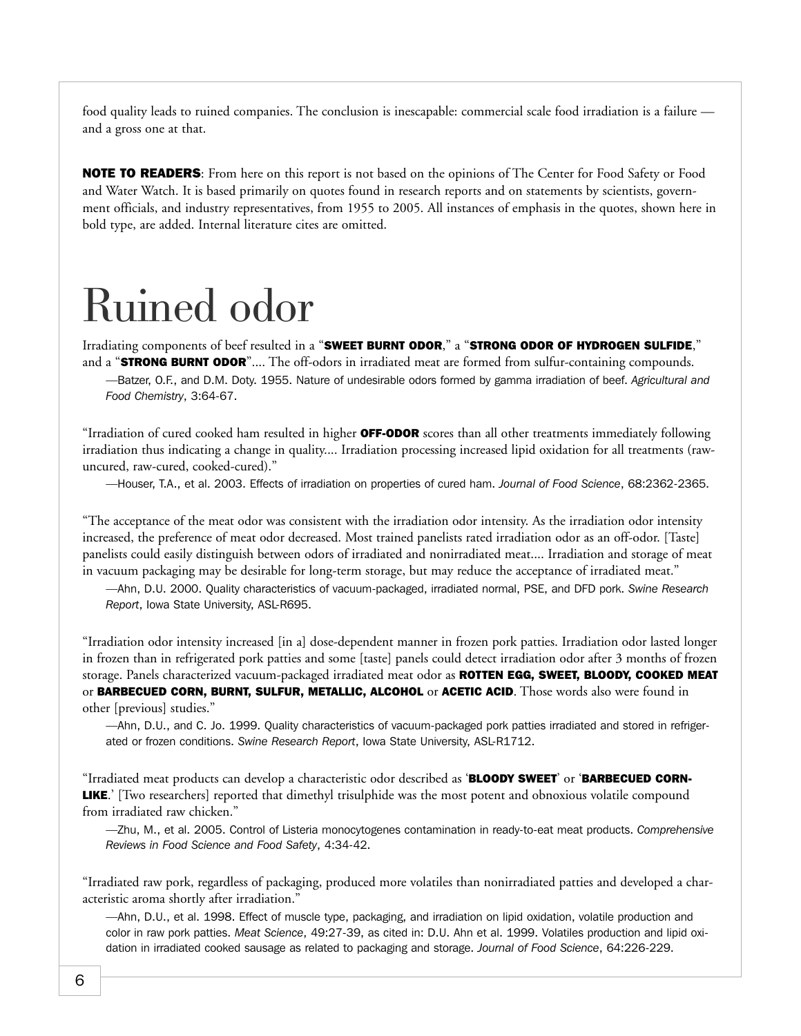food quality leads to ruined companies. The conclusion is inescapable: commercial scale food irradiation is a failure — and a gross one at that.

**NOTE TO READERS**: From here on this report is not based on the opinions of The Center for Food Safety or Food and Water Watch. It is based primarily on quotes found in research reports and on statements by scientists, government officials, and industry representatives, from 1955 to 2005. All instances of emphasis in the quotes, shown here in bold type, are added. Internal literature cites are omitted.

# Ruined odor

Irradiating components of beef resulted in a "**SWEET BURNT ODOR**," a "**STRONG ODOR OF HYDROGEN SULFIDE**," and a "**STRONG BURNT ODOR**".... The off-odors in irradiated meat are formed from sulfur-containing compounds.

—Batzer, O.F., and D.M. Doty. 1955. Nature of undesirable odors formed by gamma irradiation of beef. *Agricultural and Food Chemistry*, 3:64-67.

"Irradiation of cured cooked ham resulted in higher **OFF-ODOR** scores than all other treatments immediately following irradiation thus indicating a change in quality.... Irradiation processing increased lipid oxidation for all treatments (raw-uncured, raw-cured, cooked-cured)."

—Houser, T.A., et al. 2003. Effects of irradiation on properties of cured ham. *Journal of Food Science*, 68:2362-2365.

"The acceptance of the meat odor was consistent with the irradiation odor intensity. As the irradiation odor intensity increased, the preference of meat odor decreased. Most trained panelists rated irradiation odor as an off-odor. [Taste] panelists could easily distinguish between odors of irradiated and nonirradiated meat.... Irradiation and storage of meat in vacuum packaging may be desirable for long-term storage, but may reduce the acceptance of irradiated meat."

—Ahn, D.U. 2000. Quality characteristics of vacuum-packaged, irradiated normal, PSE, and DFD pork. *Swine Research Report*, Iowa State University, ASL-R695.

"Irradiation odor intensity increased [in a] dose-dependent manner in frozen pork patties. Irradiation odor lasted longer in frozen than in refrigerated pork patties and some [taste] panels could detect irradiation odor after 3 months of frozen storage. Panels characterized vacuum-packaged irradiated meat odor as **ROTTEN EGG, SWEET, BLOODY, COOKED MEAT** or **BARBECUED CORN, BURNT, SULFUR, METALLIC, ALCOHOL** or **ACETIC ACID**. Those words also were found in other [previous] studies."

—Ahn, D.U., and C. Jo. 1999. Quality characteristics of vacuum-packaged pork patties irradiated and stored in refrigerated or frozen conditions. *Swine Research Report*, Iowa State University, ASL-R1712.

"Irradiated meat products can develop a characteristic odor described as '**BLOODY SWEET**' or '**BARBECUED CORN-LIKE**.' [Two researchers] reported that dimethyl trisulphide was the most potent and obnoxious volatile compound from irradiated raw chicken."

—Zhu, M., et al. 2005. Control of Listeria monocytogenes contamination in ready-to-eat meat products. *Comprehensive Reviews in Food Science and Food Safety*, 4:34-42.

"Irradiated raw pork, regardless of packaging, produced more volatiles than nonirradiated patties and developed a characteristic aroma shortly after irradiation."

—Ahn, D.U., et al. 1998. Effect of muscle type, packaging, and irradiation on lipid oxidation, volatile production and color in raw pork patties. *Meat Science*, 49:27-39, as cited in: D.U. Ahn et al. 1999. Volatiles production and lipid oxidation in irradiated cooked sausage as related to packaging and storage. *Journal of Food Science*, 64:226-229.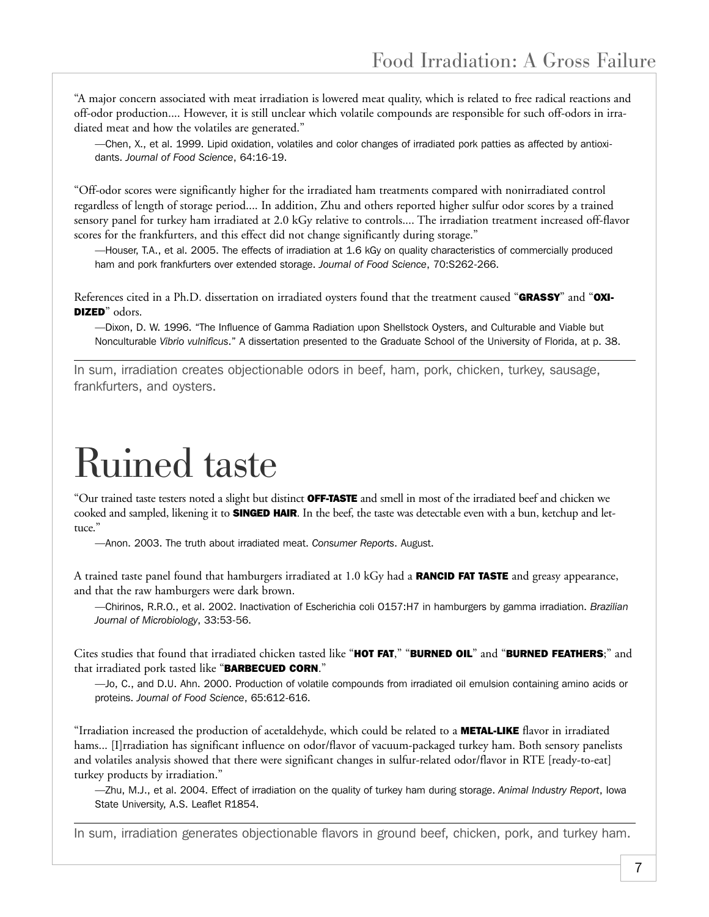"A major concern associated with meat irradiation is lowered meat quality, which is related to free radical reactions and off-odor production.... However, it is still unclear which volatile compounds are responsible for such off-odors in irradiated meat and how the volatiles are generated."

> —Chen, X., et al. 1999. Lipid oxidation, volatiles and color changes of irradiated pork patties as affected by antioxidants. *Journal of Food Science*, 64:16-19.

"Off-odor scores were significantly higher for the irradiated ham treatments compared with nonirradiated control regardless of length of storage period.... In addition, Zhu and others reported higher sulfur odor scores by a trained sensory panel for turkey ham irradiated at 2.0 kGy relative to controls.... The irradiation treatment increased off-flavor scores for the frankfurters, and this effect did not change significantly during storage."

> —Houser, T.A., et al. 2005. The effects of irradiation at 1.6 kGy on quality characteristics of commercially produced ham and pork frankfurters over extended storage. *Journal of Food Science*, 70:S262-266.

References cited in a Ph.D. dissertation on irradiated oysters found that the treatment caused "**GRASSY**" and "**OXIDIZED**" odors.

> —Dixon, D. W. 1996. "The Influence of Gamma Radiation upon Shellstock Oysters, and Culturable and Viable but Nonculturable *Vibrio vulnificus*." A dissertation presented to the Graduate School of the University of Florida, at p. 38.

---

In sum, irradiation creates objectionable odors in beef, ham, pork, chicken, turkey, sausage, frankfurters, and oysters.

# Ruined taste

"Our trained taste testers noted a slight but distinct **OFF-TASTE** and smell in most of the irradiated beef and chicken we cooked and sampled, likening it to **SINGED HAIR**. In the beef, the taste was detectable even with a bun, ketchup and lettuce."

> —Anon. 2003. The truth about irradiated meat. *Consumer Reports*. August.

A trained taste panel found that hamburgers irradiated at 1.0 kGy had a **RANCID FAT TASTE** and greasy appearance, and that the raw hamburgers were dark brown.

> —Chirinos, R.R.O., et al. 2002. Inactivation of Escherichia coli O157:H7 in hamburgers by gamma irradiation. *Brazilian Journal of Microbiology*, 33:53-56.

Cites studies that found that irradiated chicken tasted like "**HOT FAT**," "**BURNED OIL**" and "**BURNED FEATHERS**;" and that irradiated pork tasted like "**BARBECUED CORN**."

> —Jo, C., and D.U. Ahn. 2000. Production of volatile compounds from irradiated oil emulsion containing amino acids or proteins. *Journal of Food Science*, 65:612-616.

"Irradiation increased the production of acetaldehyde, which could be related to a **METAL-LIKE** flavor in irradiated hams... [I]rradiation has significant influence on odor/flavor of vacuum-packaged turkey ham. Both sensory panelists and volatiles analysis showed that there were significant changes in sulfur-related odor/flavor in RTE [ready-to-eat] turkey products by irradiation."

> —Zhu, M.J., et al. 2004. Effect of irradiation on the quality of turkey ham during storage. *Animal Industry Report*, Iowa State University, A.S. Leaflet R1854.

---

In sum, irradiation generates objectionable flavors in ground beef, chicken, pork, and turkey ham.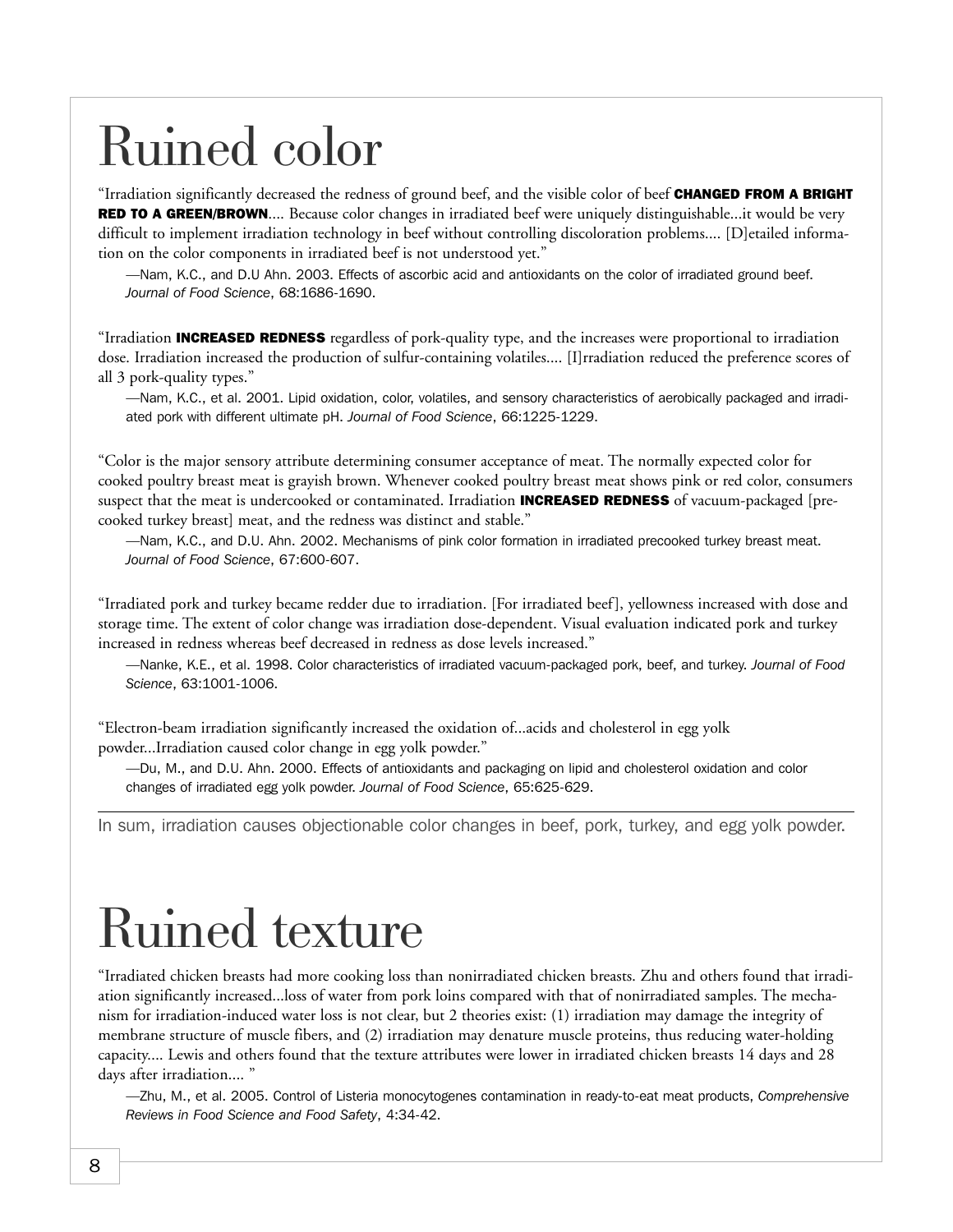# Ruined color

"Irradiation significantly decreased the redness of ground beef, and the visible color of beef **CHANGED FROM A BRIGHT RED TO A GREEN/BROWN**.... Because color changes in irradiated beef were uniquely distinguishable...it would be very difficult to implement irradiation technology in beef without controlling discoloration problems.... [D]etailed information on the color components in irradiated beef is not understood yet."

—Nam, K.C., and D.U Ahn. 2003. Effects of ascorbic acid and antioxidants on the color of irradiated ground beef. *Journal of Food Science*, 68:1686-1690.

"Irradiation **INCREASED REDNESS** regardless of pork-quality type, and the increases were proportional to irradiation dose. Irradiation increased the production of sulfur-containing volatiles.... [I]rradiation reduced the preference scores of all 3 pork-quality types."

—Nam, K.C., et al. 2001. Lipid oxidation, color, volatiles, and sensory characteristics of aerobically packaged and irradiated pork with different ultimate pH. *Journal of Food Science*, 66:1225-1229.

"Color is the major sensory attribute determining consumer acceptance of meat. The normally expected color for cooked poultry breast meat is grayish brown. Whenever cooked poultry breast meat shows pink or red color, consumers suspect that the meat is undercooked or contaminated. Irradiation **INCREASED REDNESS** of vacuum-packaged [precooked turkey breast] meat, and the redness was distinct and stable."

—Nam, K.C., and D.U. Ahn. 2002. Mechanisms of pink color formation in irradiated precooked turkey breast meat. *Journal of Food Science*, 67:600-607.

"Irradiated pork and turkey became redder due to irradiation. [For irradiated beef], yellowness increased with dose and storage time. The extent of color change was irradiation dose-dependent. Visual evaluation indicated pork and turkey increased in redness whereas beef decreased in redness as dose levels increased."

—Nanke, K.E., et al. 1998. Color characteristics of irradiated vacuum-packaged pork, beef, and turkey. *Journal of Food Science*, 63:1001-1006.

"Electron-beam irradiation significantly increased the oxidation of...acids and cholesterol in egg yolk powder...Irradiation caused color change in egg yolk powder."

—Du, M., and D.U. Ahn. 2000. Effects of antioxidants and packaging on lipid and cholesterol oxidation and color changes of irradiated egg yolk powder. *Journal of Food Science*, 65:625-629.

In sum, irradiation causes objectionable color changes in beef, pork, turkey, and egg yolk powder.

# Ruined texture

"Irradiated chicken breasts had more cooking loss than nonirradiated chicken breasts. Zhu and others found that irradiation significantly increased...loss of water from pork loins compared with that of nonirradiated samples. The mechanism for irradiation-induced water loss is not clear, but 2 theories exist: (1) irradiation may damage the integrity of membrane structure of muscle fibers, and (2) irradiation may denature muscle proteins, thus reducing water-holding capacity.... Lewis and others found that the texture attributes were lower in irradiated chicken breasts 14 days and 28 days after irradiation.... "

—Zhu, M., et al. 2005. Control of Listeria monocytogenes contamination in ready-to-eat meat products, *Comprehensive Reviews in Food Science and Food Safety*, 4:34-42.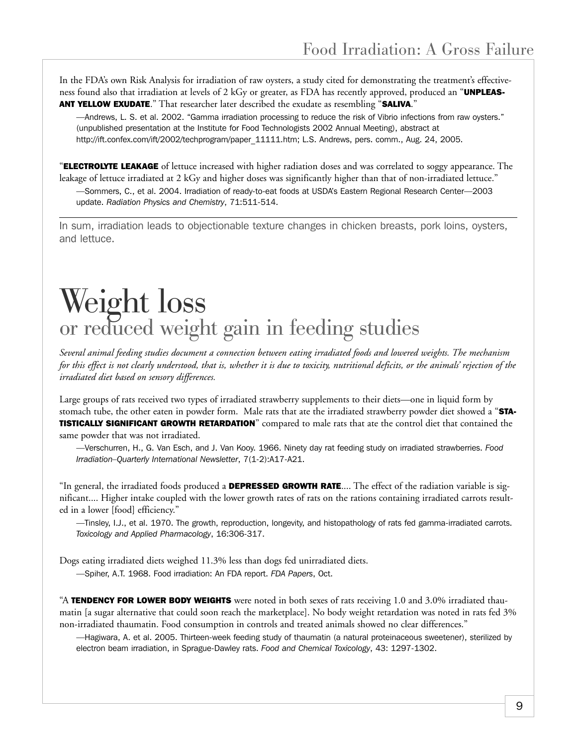In the FDA's own Risk Analysis for irradiation of raw oysters, a study cited for demonstrating the treatment's effectiveness found also that irradiation at levels of 2 kGy or greater, as FDA has recently approved, produced an "**UNPLEASANT YELLOW EXUDATE**." That researcher later described the exudate as resembling "**SALIVA**."

—Andrews, L. S. et al. 2002. "Gamma irradiation processing to reduce the risk of Vibrio infections from raw oysters." (unpublished presentation at the Institute for Food Technologists 2002 Annual Meeting), abstract at http://ift.confex.com/ift/2002/techprogram/paper_11111.htm; L.S. Andrews, pers. comm., Aug. 24, 2005.

"**ELECTROLYTE LEAKAGE** of lettuce increased with higher radiation doses and was correlated to soggy appearance. The leakage of lettuce irradiated at 2 kGy and higher doses was significantly higher than that of non-irradiated lettuce."

—Sommers, C., et al. 2004. Irradiation of ready-to-eat foods at USDA's Eastern Regional Research Center—2003 update. *Radiation Physics and Chemistry*, 71:511-514.

---

In sum, irradiation leads to objectionable texture changes in chicken breasts, pork loins, oysters, and lettuce.

# Weight loss
## or reduced weight gain in feeding studies

*Several animal feeding studies document a connection between eating irradiated foods and lowered weights. The mechanism for this effect is not clearly understood, that is, whether it is due to toxicity, nutritional deficits, or the animals' rejection of the irradiated diet based on sensory differences.*

Large groups of rats received two types of irradiated strawberry supplements to their diets—one in liquid form by stomach tube, the other eaten in powder form. Male rats that ate the irradiated strawberry powder diet showed a "**STATISTICALLY SIGNIFICANT GROWTH RETARDATION**" compared to male rats that ate the control diet that contained the same powder that was not irradiated.

—Verschurren, H., G. Van Esch, and J. Van Kooy. 1966. Ninety day rat feeding study on irradiated strawberries. *Food Irradiation–Quarterly International Newsletter*, 7(1-2):A17-A21.

"In general, the irradiated foods produced a **DEPRESSED GROWTH RATE**.... The effect of the radiation variable is significant.... Higher intake coupled with the lower growth rates of rats on the rations containing irradiated carrots resulted in a lower [food] efficiency."

—Tinsley, I.J., et al. 1970. The growth, reproduction, longevity, and histopathology of rats fed gamma-irradiated carrots. *Toxicology and Applied Pharmacology*, 16:306-317.

Dogs eating irradiated diets weighed 11.3% less than dogs fed unirradiated diets.

—Spiher, A.T. 1968. Food irradiation: An FDA report. *FDA Papers*, Oct.

"A **TENDENCY FOR LOWER BODY WEIGHTS** were noted in both sexes of rats receiving 1.0 and 3.0% irradiated thaumatin [a sugar alternative that could soon reach the marketplace]. No body weight retardation was noted in rats fed 3% non-irradiated thaumatin. Food consumption in controls and treated animals showed no clear differences."

—Hagiwara, A. et al. 2005. Thirteen-week feeding study of thaumatin (a natural proteinaceous sweetener), sterilized by electron beam irradiation, in Sprague-Dawley rats. *Food and Chemical Toxicology*, 43: 1297-1302.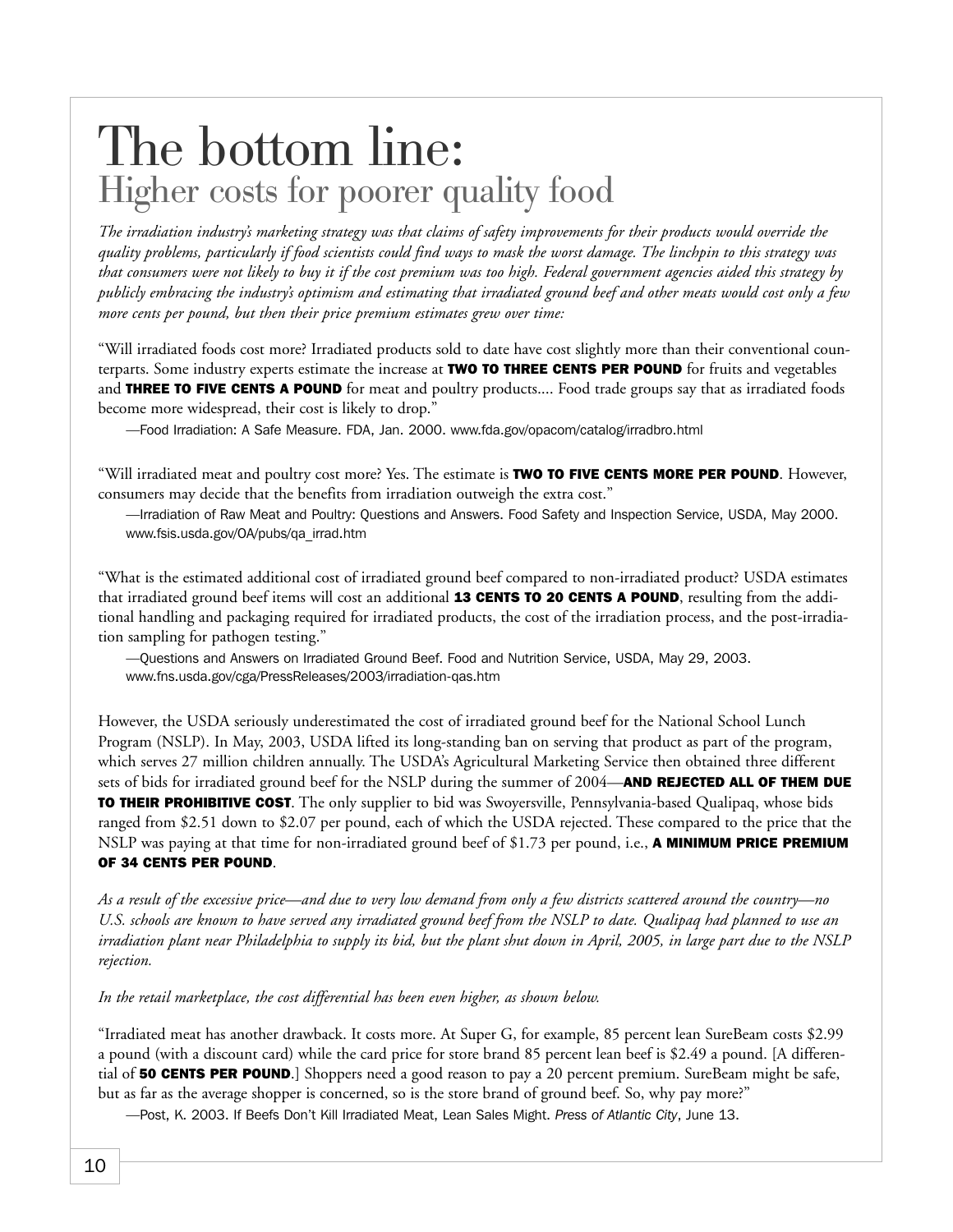# The bottom line:
## Higher costs for poorer quality food

*The irradiation industry's marketing strategy was that claims of safety improvements for their products would override the quality problems, particularly if food scientists could find ways to mask the worst damage. The linchpin to this strategy was that consumers were not likely to buy it if the cost premium was too high. Federal government agencies aided this strategy by publicly embracing the industry's optimism and estimating that irradiated ground beef and other meats would cost only a few more cents per pound, but then their price premium estimates grew over time:*

"Will irradiated foods cost more? Irradiated products sold to date have cost slightly more than their conventional counterparts. Some industry experts estimate the increase at **TWO TO THREE CENTS PER POUND** for fruits and vegetables and **THREE TO FIVE CENTS A POUND** for meat and poultry products.... Food trade groups say that as irradiated foods become more widespread, their cost is likely to drop."

—Food Irradiation: A Safe Measure. FDA, Jan. 2000. www.fda.gov/opacom/catalog/irradbro.html

"Will irradiated meat and poultry cost more? Yes. The estimate is **TWO TO FIVE CENTS MORE PER POUND**. However, consumers may decide that the benefits from irradiation outweigh the extra cost."

—Irradiation of Raw Meat and Poultry: Questions and Answers. Food Safety and Inspection Service, USDA, May 2000. www.fsis.usda.gov/OA/pubs/qa_irrad.htm

"What is the estimated additional cost of irradiated ground beef compared to non-irradiated product? USDA estimates that irradiated ground beef items will cost an additional **13 CENTS TO 20 CENTS A POUND**, resulting from the additional handling and packaging required for irradiated products, the cost of the irradiation process, and the post-irradiation sampling for pathogen testing."

—Questions and Answers on Irradiated Ground Beef. Food and Nutrition Service, USDA, May 29, 2003. www.fns.usda.gov/cga/PressReleases/2003/irradiation-qas.htm

However, the USDA seriously underestimated the cost of irradiated ground beef for the National School Lunch Program (NSLP). In May, 2003, USDA lifted its long-standing ban on serving that product as part of the program, which serves 27 million children annually. The USDA's Agricultural Marketing Service then obtained three different sets of bids for irradiated ground beef for the NSLP during the summer of 2004—**AND REJECTED ALL OF THEM DUE TO THEIR PROHIBITIVE COST**. The only supplier to bid was Swoyersville, Pennsylvania-based Qualipaq, whose bids ranged from $2.51 down to $2.07 per pound, each of which the USDA rejected. These compared to the price that the NSLP was paying at that time for non-irradiated ground beef of $1.73 per pound, i.e., **A MINIMUM PRICE PREMIUM OF 34 CENTS PER POUND**.

*As a result of the excessive price—and due to very low demand from only a few districts scattered around the country—no U.S. schools are known to have served any irradiated ground beef from the NSLP to date. Qualipaq had planned to use an irradiation plant near Philadelphia to supply its bid, but the plant shut down in April, 2005, in large part due to the NSLP rejection.*

*In the retail marketplace, the cost differential has been even higher, as shown below.*

"Irradiated meat has another drawback. It costs more. At Super G, for example, 85 percent lean SureBeam costs $2.99 a pound (with a discount card) while the card price for store brand 85 percent lean beef is $2.49 a pound. [A differential of **50 CENTS PER POUND**.] Shoppers need a good reason to pay a 20 percent premium. SureBeam might be safe, but as far as the average shopper is concerned, so is the store brand of ground beef. So, why pay more?"

—Post, K. 2003. If Beefs Don't Kill Irradiated Meat, Lean Sales Might. *Press of Atlantic City*, June 13.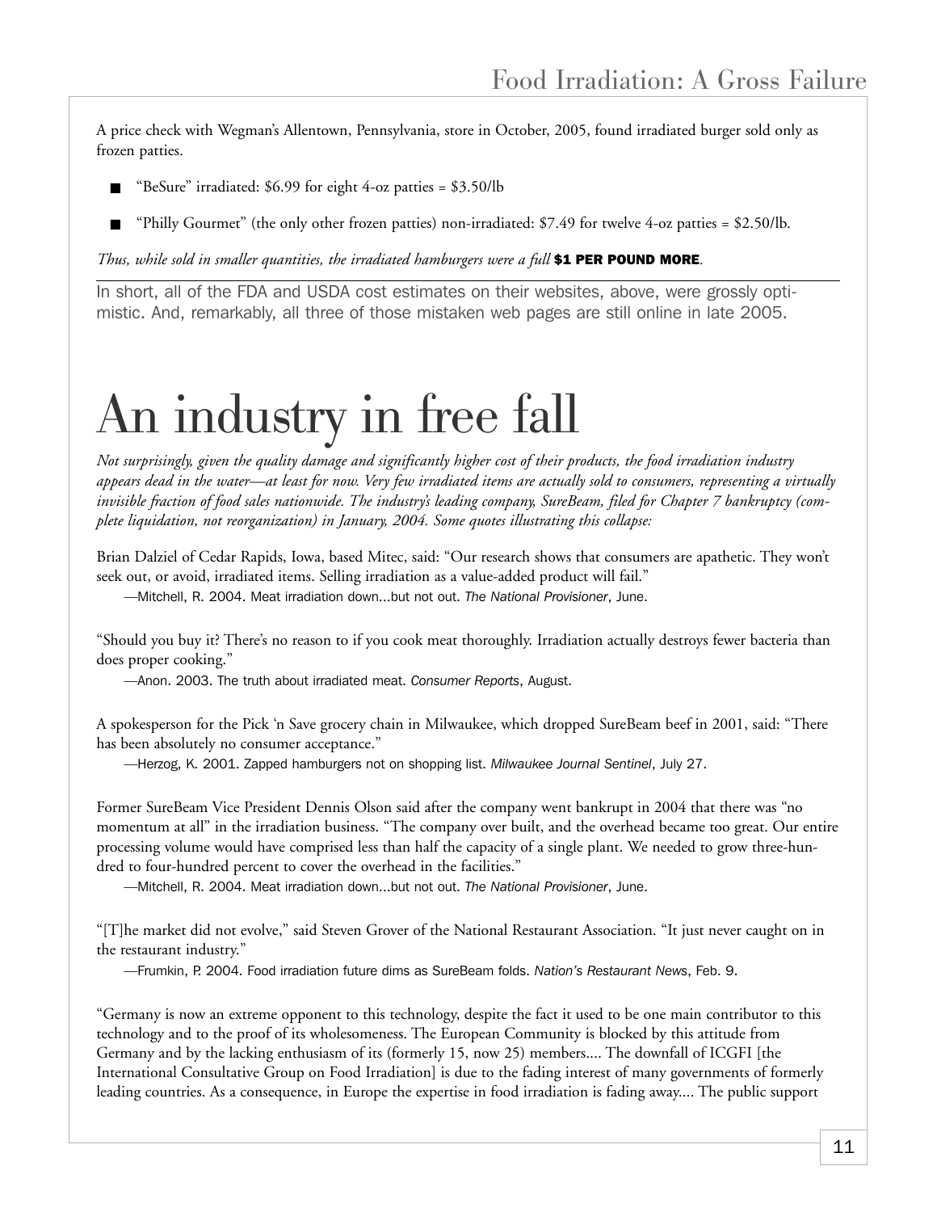A price check with Wegman's Allentown, Pennsylvania, store in October, 2005, found irradiated burger sold only as frozen patties.

- "BeSure" irradiated: $6.99 for eight 4-oz patties = $3.50/lb
- "Philly Gourmet" (the only other frozen patties) non-irradiated: $7.49 for twelve 4-oz patties = $2.50/lb.

*Thus, while sold in smaller quantities, the irradiated hamburgers were a full* **$1 PER POUND MORE**.

In short, all of the FDA and USDA cost estimates on their websites, above, were grossly optimistic. And, remarkably, all three of those mistaken web pages are still online in late 2005.

# An industry in free fall

*Not surprisingly, given the quality damage and significantly higher cost of their products, the food irradiation industry appears dead in the water—at least for now. Very few irradiated items are actually sold to consumers, representing a virtually invisible fraction of food sales nationwide. The industry's leading company, SureBeam, filed for Chapter 7 bankruptcy (complete liquidation, not reorganization) in January, 2004. Some quotes illustrating this collapse:*

Brian Dalziel of Cedar Rapids, Iowa, based Mitec, said: "Our research shows that consumers are apathetic. They won't seek out, or avoid, irradiated items. Selling irradiation as a value-added product will fail."

—Mitchell, R. 2004. Meat irradiation down...but not out. *The National Provisioner*, June.

"Should you buy it? There's no reason to if you cook meat thoroughly. Irradiation actually destroys fewer bacteria than does proper cooking."

—Anon. 2003. The truth about irradiated meat. *Consumer Reports*, August.

A spokesperson for the Pick 'n Save grocery chain in Milwaukee, which dropped SureBeam beef in 2001, said: "There has been absolutely no consumer acceptance."

—Herzog, K. 2001. Zapped hamburgers not on shopping list. *Milwaukee Journal Sentinel*, July 27.

Former SureBeam Vice President Dennis Olson said after the company went bankrupt in 2004 that there was "no momentum at all" in the irradiation business. "The company over built, and the overhead became too great. Our entire processing volume would have comprised less than half the capacity of a single plant. We needed to grow three-hundred to four-hundred percent to cover the overhead in the facilities."

—Mitchell, R. 2004. Meat irradiation down...but not out. *The National Provisioner*, June.

"[T]he market did not evolve," said Steven Grover of the National Restaurant Association. "It just never caught on in the restaurant industry."

—Frumkin, P. 2004. Food irradiation future dims as SureBeam folds. *Nation's Restaurant News*, Feb. 9.

"Germany is now an extreme opponent to this technology, despite the fact it used to be one main contributor to this technology and to the proof of its wholesomeness. The European Community is blocked by this attitude from Germany and by the lacking enthusiasm of its (formerly 15, now 25) members.... The downfall of ICGFI [the International Consultative Group on Food Irradiation] is due to the fading interest of many governments of formerly leading countries. As a consequence, in Europe the expertise in food irradiation is fading away.... The public support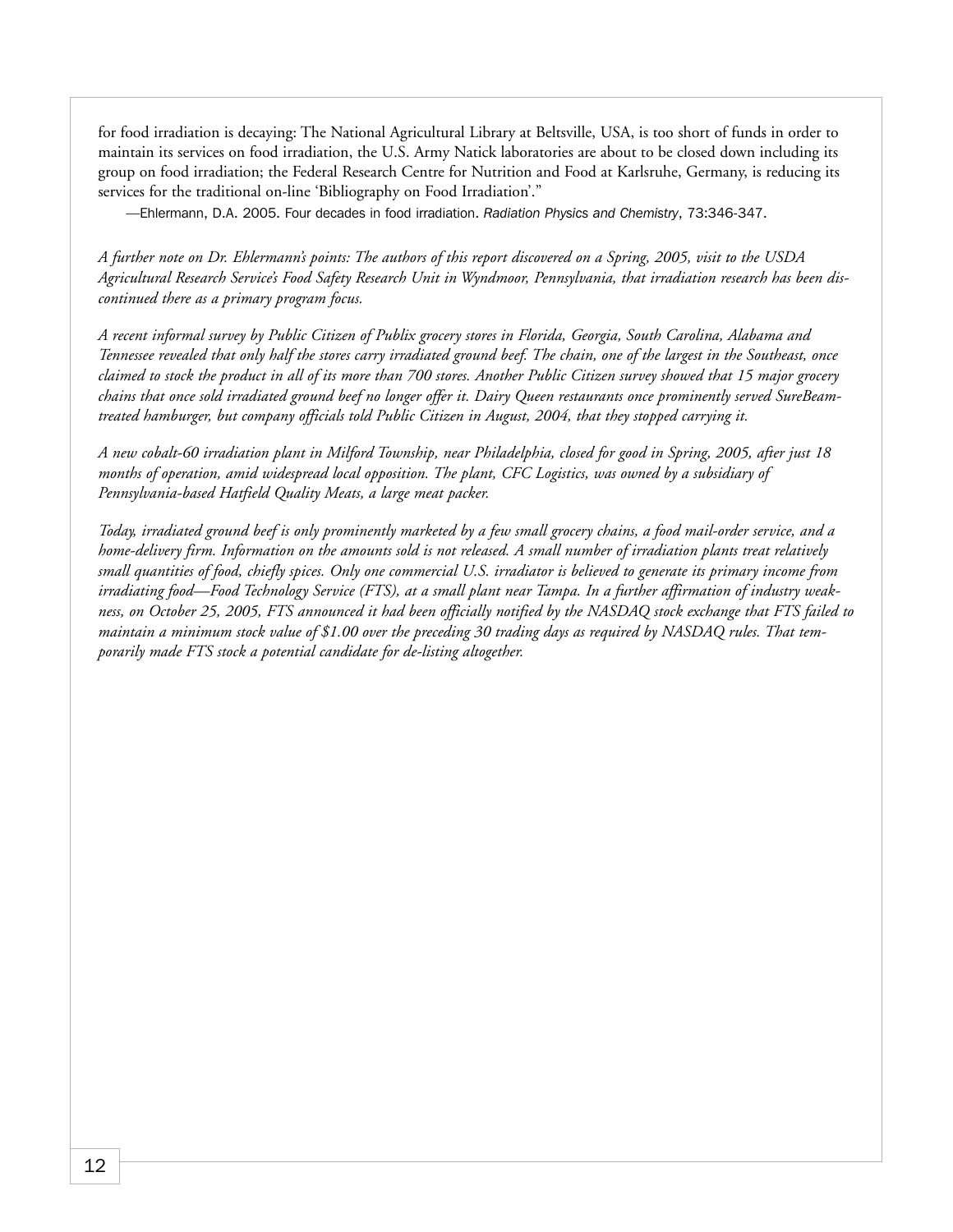for food irradiation is decaying: The National Agricultural Library at Beltsville, USA, is too short of funds in order to maintain its services on food irradiation, the U.S. Army Natick laboratories are about to be closed down including its group on food irradiation; the Federal Research Centre for Nutrition and Food at Karlsruhe, Germany, is reducing its services for the traditional on-line 'Bibliography on Food Irradiation'."

—Ehlermann, D.A. 2005. Four decades in food irradiation. *Radiation Physics and Chemistry*, 73:346-347.

*A further note on Dr. Ehlermann's points: The authors of this report discovered on a Spring, 2005, visit to the USDA Agricultural Research Service's Food Safety Research Unit in Wyndmoor, Pennsylvania, that irradiation research has been discontinued there as a primary program focus.*

*A recent informal survey by Public Citizen of Publix grocery stores in Florida, Georgia, South Carolina, Alabama and Tennessee revealed that only half the stores carry irradiated ground beef. The chain, one of the largest in the Southeast, once claimed to stock the product in all of its more than 700 stores. Another Public Citizen survey showed that 15 major grocery chains that once sold irradiated ground beef no longer offer it. Dairy Queen restaurants once prominently served SureBeam-treated hamburger, but company officials told Public Citizen in August, 2004, that they stopped carrying it.*

*A new cobalt-60 irradiation plant in Milford Township, near Philadelphia, closed for good in Spring, 2005, after just 18 months of operation, amid widespread local opposition. The plant, CFC Logistics, was owned by a subsidiary of Pennsylvania-based Hatfield Quality Meats, a large meat packer.*

*Today, irradiated ground beef is only prominently marketed by a few small grocery chains, a food mail-order service, and a home-delivery firm. Information on the amounts sold is not released. A small number of irradiation plants treat relatively small quantities of food, chiefly spices. Only one commercial U.S. irradiator is believed to generate its primary income from irradiating food—Food Technology Service (FTS), at a small plant near Tampa. In a further affirmation of industry weakness, on October 25, 2005, FTS announced it had been officially notified by the NASDAQ stock exchange that FTS failed to maintain a minimum stock value of $1.00 over the preceding 30 trading days as required by NASDAQ rules. That temporarily made FTS stock a potential candidate for de-listing altogether.*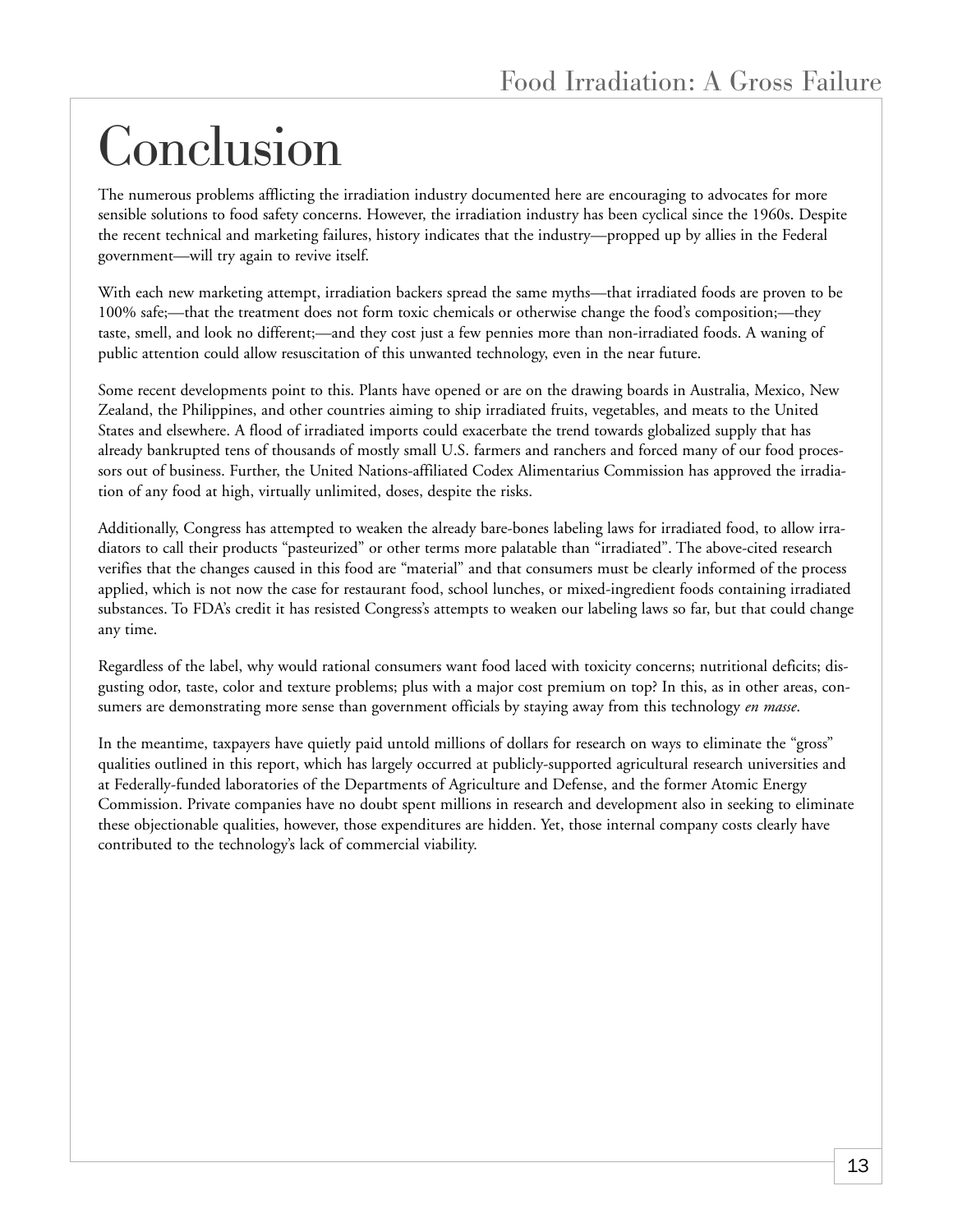# Conclusion

The numerous problems afflicting the irradiation industry documented here are encouraging to advocates for more sensible solutions to food safety concerns. However, the irradiation industry has been cyclical since the 1960s. Despite the recent technical and marketing failures, history indicates that the industry—propped up by allies in the Federal government—will try again to revive itself.

With each new marketing attempt, irradiation backers spread the same myths—that irradiated foods are proven to be 100% safe;—that the treatment does not form toxic chemicals or otherwise change the food's composition;—they taste, smell, and look no different;—and they cost just a few pennies more than non-irradiated foods. A waning of public attention could allow resuscitation of this unwanted technology, even in the near future.

Some recent developments point to this. Plants have opened or are on the drawing boards in Australia, Mexico, New Zealand, the Philippines, and other countries aiming to ship irradiated fruits, vegetables, and meats to the United States and elsewhere. A flood of irradiated imports could exacerbate the trend towards globalized supply that has already bankrupted tens of thousands of mostly small U.S. farmers and ranchers and forced many of our food processors out of business. Further, the United Nations-affiliated Codex Alimentarius Commission has approved the irradiation of any food at high, virtually unlimited, doses, despite the risks.

Additionally, Congress has attempted to weaken the already bare-bones labeling laws for irradiated food, to allow irradiators to call their products "pasteurized" or other terms more palatable than "irradiated". The above-cited research verifies that the changes caused in this food are "material" and that consumers must be clearly informed of the process applied, which is not now the case for restaurant food, school lunches, or mixed-ingredient foods containing irradiated substances. To FDA's credit it has resisted Congress's attempts to weaken our labeling laws so far, but that could change any time.

Regardless of the label, why would rational consumers want food laced with toxicity concerns; nutritional deficits; disgusting odor, taste, color and texture problems; plus with a major cost premium on top? In this, as in other areas, consumers are demonstrating more sense than government officials by staying away from this technology *en masse*.

In the meantime, taxpayers have quietly paid untold millions of dollars for research on ways to eliminate the "gross" qualities outlined in this report, which has largely occurred at publicly-supported agricultural research universities and at Federally-funded laboratories of the Departments of Agriculture and Defense, and the former Atomic Energy Commission. Private companies have no doubt spent millions in research and development also in seeking to eliminate these objectionable qualities, however, those expenditures are hidden. Yet, those internal company costs clearly have contributed to the technology's lack of commercial viability.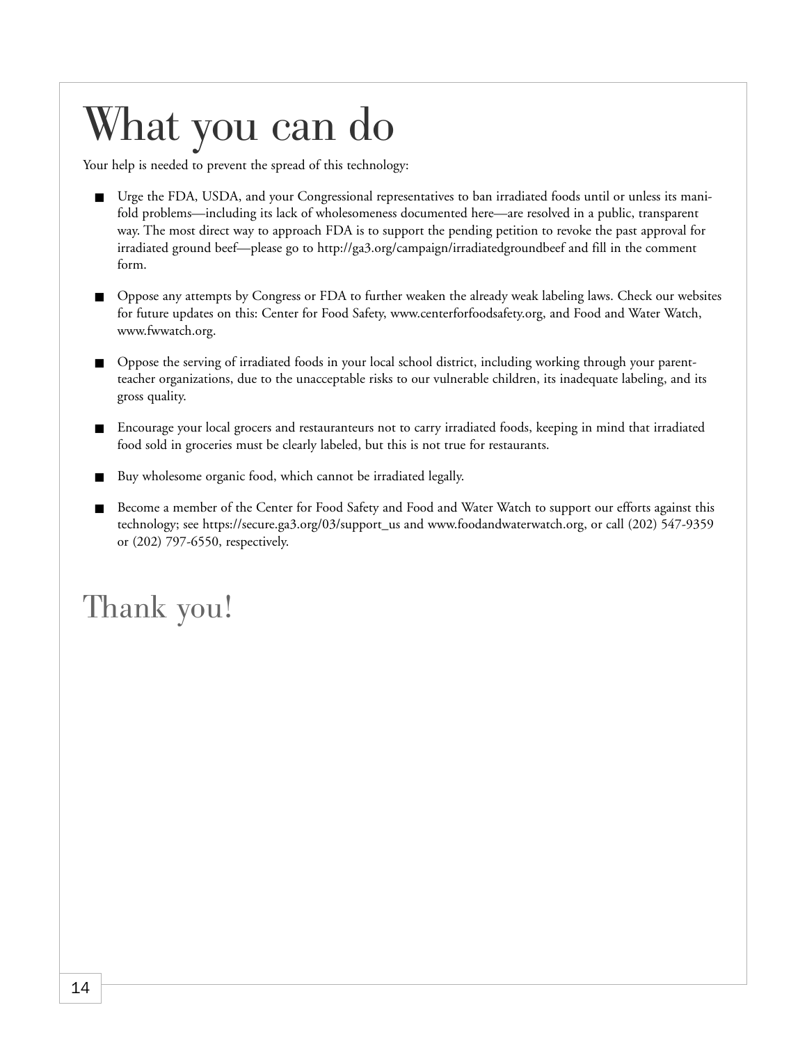# What you can do

Your help is needed to prevent the spread of this technology:

- Urge the FDA, USDA, and your Congressional representatives to ban irradiated foods until or unless its manifold problems—including its lack of wholesomeness documented here—are resolved in a public, transparent way. The most direct way to approach FDA is to support the pending petition to revoke the past approval for irradiated ground beef—please go to http://ga3.org/campaign/irradiatedgroundbeef and fill in the comment form.
- Oppose any attempts by Congress or FDA to further weaken the already weak labeling laws. Check our websites for future updates on this: Center for Food Safety, www.centerforfoodsafety.org, and Food and Water Watch, www.fwwatch.org.
- Oppose the serving of irradiated foods in your local school district, including working through your parent-teacher organizations, due to the unacceptable risks to our vulnerable children, its inadequate labeling, and its gross quality.
- Encourage your local grocers and restauranteurs not to carry irradiated foods, keeping in mind that irradiated food sold in groceries must be clearly labeled, but this is not true for restaurants.
- Buy wholesome organic food, which cannot be irradiated legally.
- Become a member of the Center for Food Safety and Food and Water Watch to support our efforts against this technology; see https://secure.ga3.org/03/support_us and www.foodandwaterwatch.org, or call (202) 547-9359 or (202) 797-6550, respectively.

## Thank you!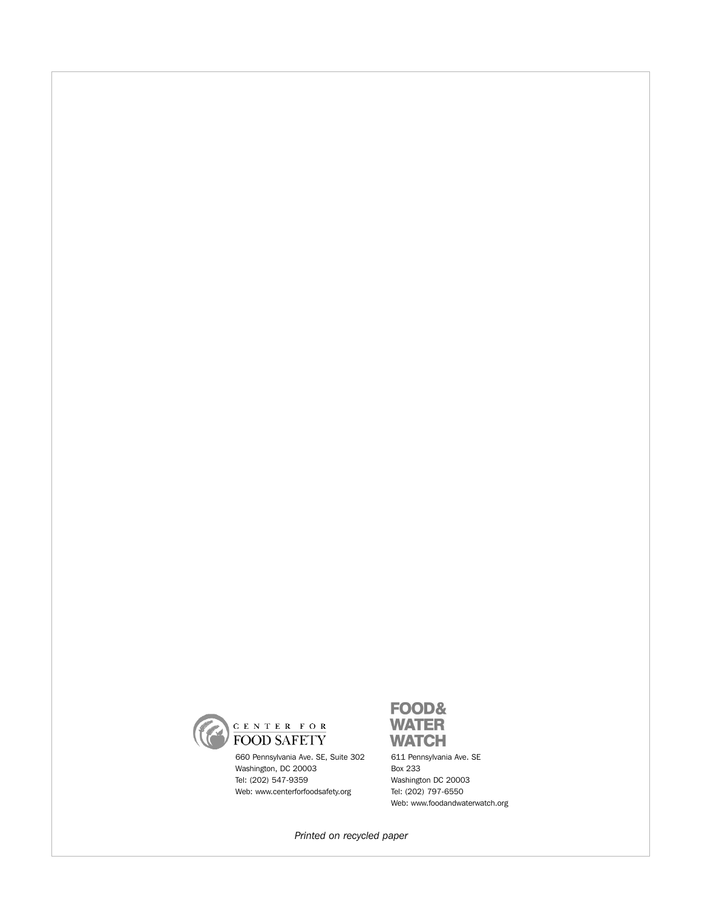CENTER FOR FOOD SAFETY

660 Pennsylvania Ave. SE, Suite 302
Washington, DC 20003
Tel: (202) 547-9359
Web: www.centerforfoodsafety.org

FOOD& WATER WATCH

611 Pennsylvania Ave. SE
Box 233
Washington DC 20003
Tel: (202) 797-6550
Web: www.foodandwaterwatch.org

*Printed on recycled paper*